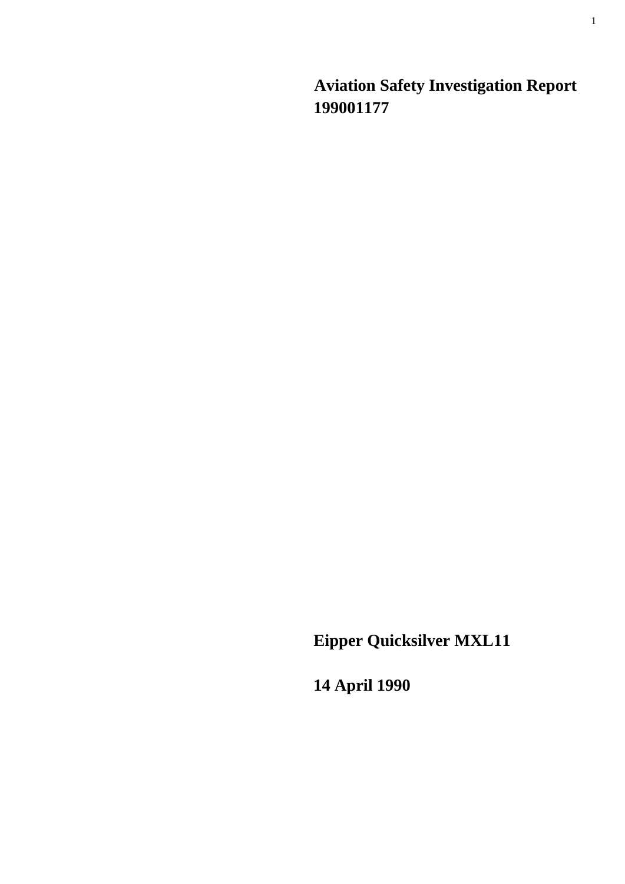# Aviation Safety Investigation Report
# 199001177

## Eipper Quicksilver MXL11

## 14 April 1990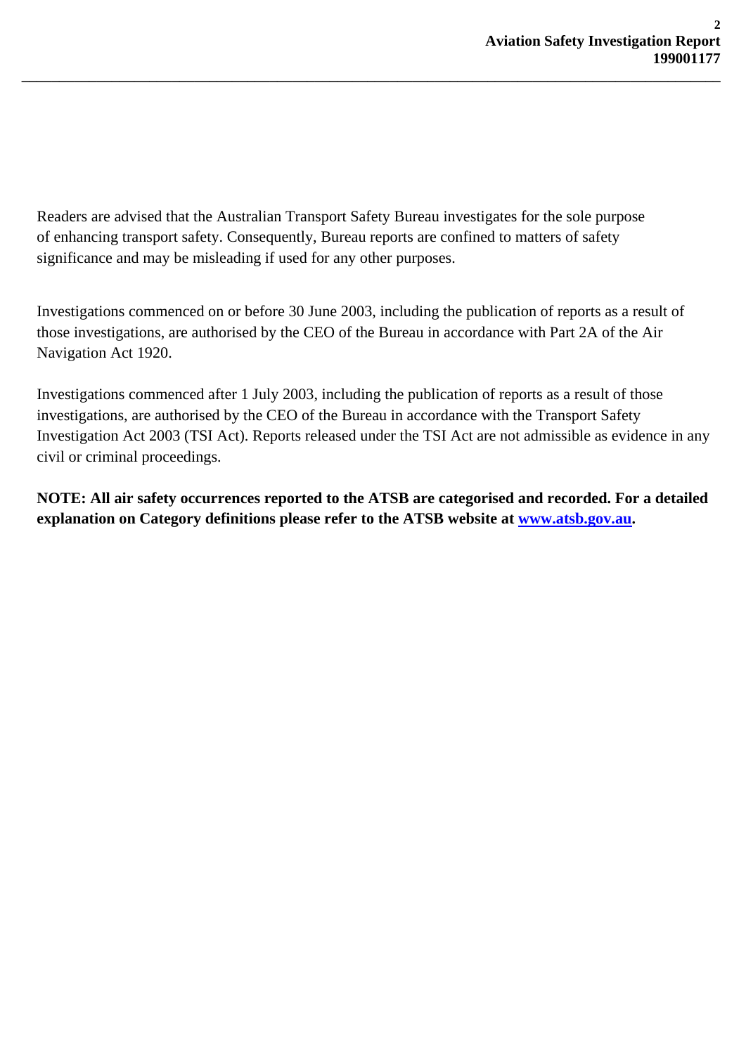Readers are advised that the Australian Transport Safety Bureau investigates for the sole purpose of enhancing transport safety. Consequently, Bureau reports are confined to matters of safety significance and may be misleading if used for any other purposes.

Investigations commenced on or before 30 June 2003, including the publication of reports as a result of those investigations, are authorised by the CEO of the Bureau in accordance with Part 2A of the Air Navigation Act 1920.

Investigations commenced after 1 July 2003, including the publication of reports as a result of those investigations, are authorised by the CEO of the Bureau in accordance with the Transport Safety Investigation Act 2003 (TSI Act). Reports released under the TSI Act are not admissible as evidence in any civil or criminal proceedings.

**NOTE: All air safety occurrences reported to the ATSB are categorised and recorded. For a detailed explanation on Category definitions please refer to the ATSB website at [www.atsb.gov.au](http://www.atsb.gov.au).**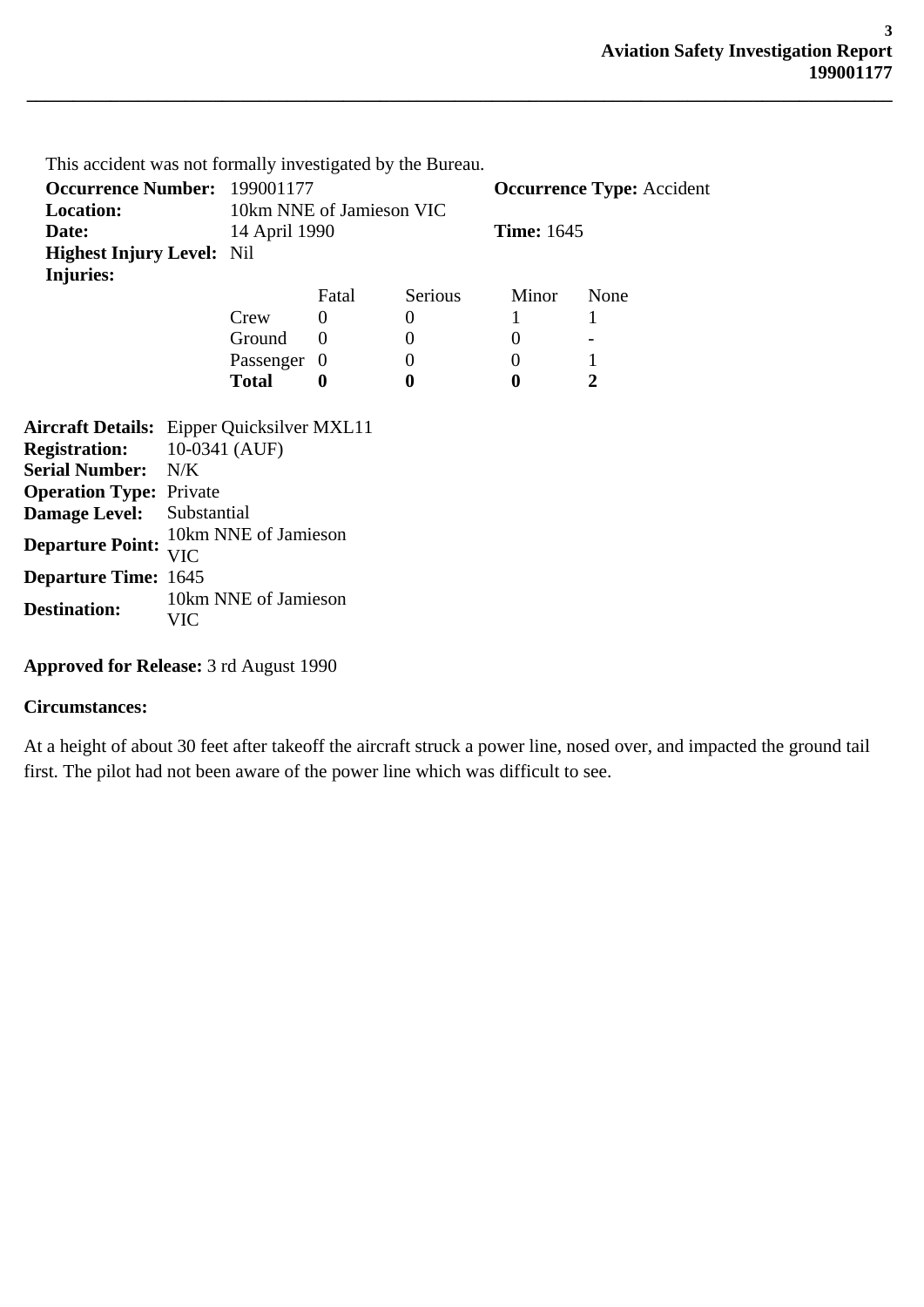This accident was not formally investigated by the Bureau.

**Occurrence Number:** 199001177 **Occurrence Type:** Accident

**Location:** 10km NNE of Jamieson VIC

**Date:** 14 April 1990 **Time:** 1645

**Highest Injury Level:** Nil

**Injuries:**

| | Fatal | Serious | Minor | None |
|---|---|---|---|---|
| Crew | 0 | 0 | 1 | 1 |
| Ground | 0 | 0 | 0 | - |
| Passenger | 0 | 0 | 0 | 1 |
| **Total** | **0** | **0** | **0** | **2** |

**Aircraft Details:** Eipper Quicksilver MXL11

**Registration:** 10-0341 (AUF)

**Serial Number:** N/K

**Operation Type:** Private

**Damage Level:** Substantial

**Departure Point:** 10km NNE of Jamieson VIC

**Departure Time:** 1645

**Destination:** 10km NNE of Jamieson VIC

**Approved for Release:** 3 rd August 1990

**Circumstances:**

At a height of about 30 feet after takeoff the aircraft struck a power line, nosed over, and impacted the ground tail first. The pilot had not been aware of the power line which was difficult to see.